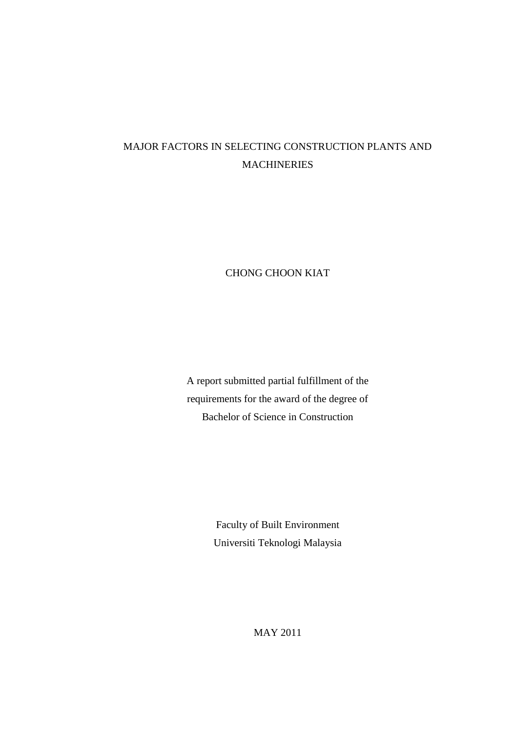# MAJOR FACTORS IN SELECTING CONSTRUCTION PLANTS AND MACHINERIES

CHONG CHOON KIAT

A report submitted partial fulfillment of the
requirements for the award of the degree of
Bachelor of Science in Construction

Faculty of Built Environment
Universiti Teknologi Malaysia

MAY 2011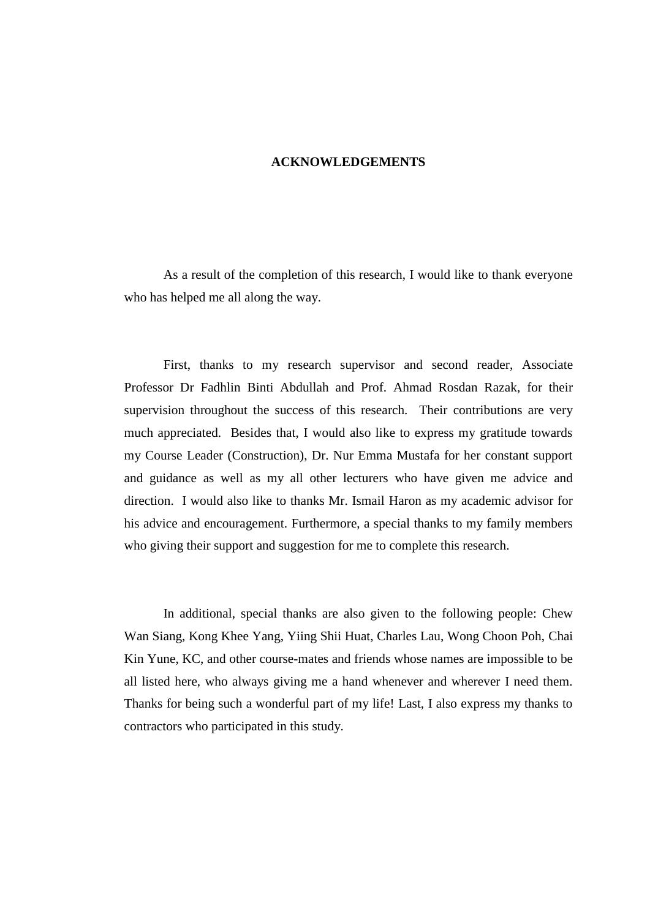# ACKNOWLEDGEMENTS

As a result of the completion of this research, I would like to thank everyone who has helped me all along the way.

First, thanks to my research supervisor and second reader, Associate Professor Dr Fadhlin Binti Abdullah and Prof. Ahmad Rosdan Razak, for their supervision throughout the success of this research. Their contributions are very much appreciated. Besides that, I would also like to express my gratitude towards my Course Leader (Construction), Dr. Nur Emma Mustafa for her constant support and guidance as well as my all other lecturers who have given me advice and direction. I would also like to thanks Mr. Ismail Haron as my academic advisor for his advice and encouragement. Furthermore, a special thanks to my family members who giving their support and suggestion for me to complete this research.

In additional, special thanks are also given to the following people: Chew Wan Siang, Kong Khee Yang, Yiing Shii Huat, Charles Lau, Wong Choon Poh, Chai Kin Yune, KC, and other course-mates and friends whose names are impossible to be all listed here, who always giving me a hand whenever and wherever I need them. Thanks for being such a wonderful part of my life! Last, I also express my thanks to contractors who participated in this study.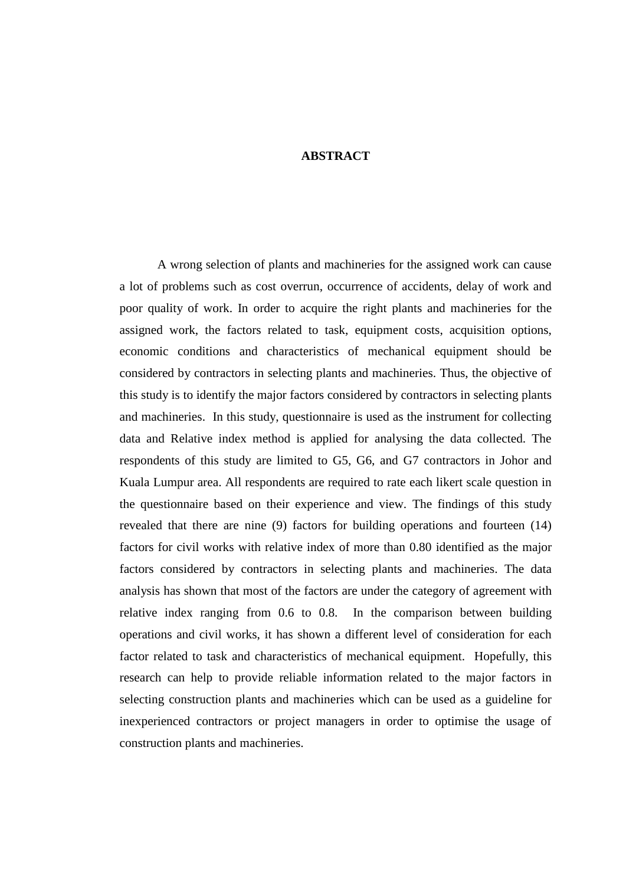# ABSTRACT

A wrong selection of plants and machineries for the assigned work can cause a lot of problems such as cost overrun, occurrence of accidents, delay of work and poor quality of work. In order to acquire the right plants and machineries for the assigned work, the factors related to task, equipment costs, acquisition options, economic conditions and characteristics of mechanical equipment should be considered by contractors in selecting plants and machineries. Thus, the objective of this study is to identify the major factors considered by contractors in selecting plants and machineries. In this study, questionnaire is used as the instrument for collecting data and Relative index method is applied for analysing the data collected. The respondents of this study are limited to G5, G6, and G7 contractors in Johor and Kuala Lumpur area. All respondents are required to rate each likert scale question in the questionnaire based on their experience and view. The findings of this study revealed that there are nine (9) factors for building operations and fourteen (14) factors for civil works with relative index of more than 0.80 identified as the major factors considered by contractors in selecting plants and machineries. The data analysis has shown that most of the factors are under the category of agreement with relative index ranging from 0.6 to 0.8. In the comparison between building operations and civil works, it has shown a different level of consideration for each factor related to task and characteristics of mechanical equipment. Hopefully, this research can help to provide reliable information related to the major factors in selecting construction plants and machineries which can be used as a guideline for inexperienced contractors or project managers in order to optimise the usage of construction plants and machineries.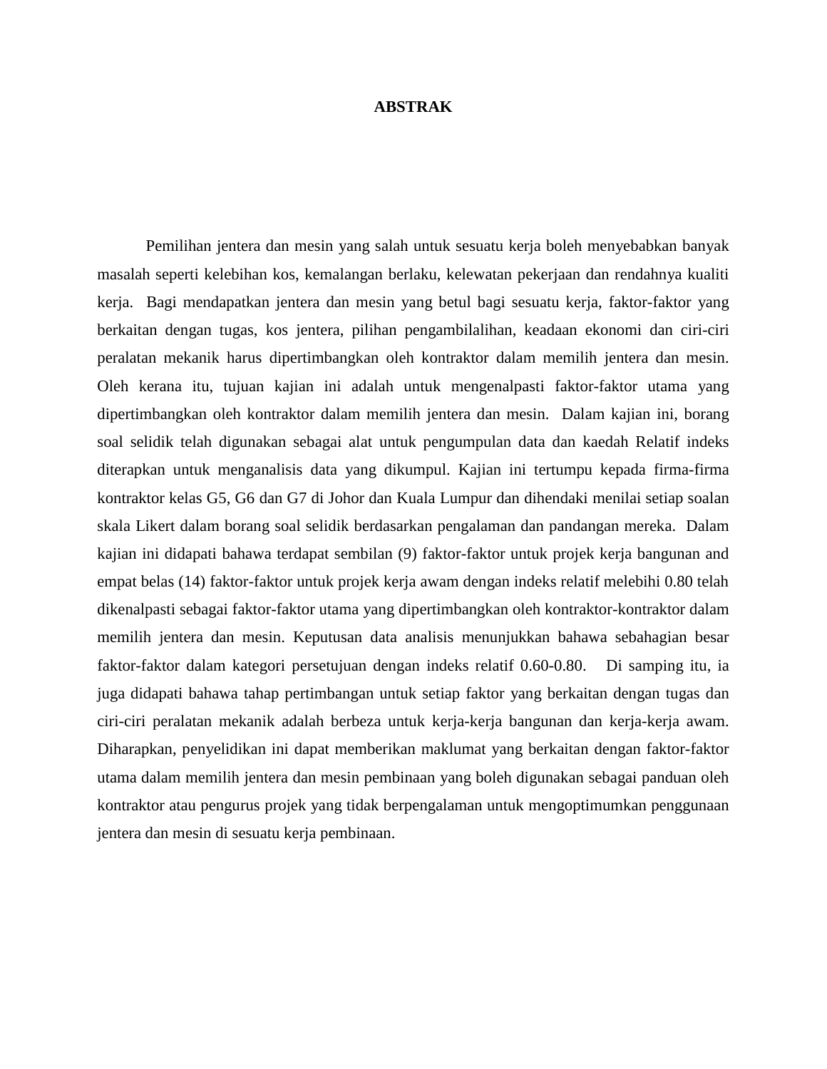# ABSTRAK

Pemilihan jentera dan mesin yang salah untuk sesuatu kerja boleh menyebabkan banyak masalah seperti kelebihan kos, kemalangan berlaku, kelewatan pekerjaan dan rendahnya kualiti kerja. Bagi mendapatkan jentera dan mesin yang betul bagi sesuatu kerja, faktor-faktor yang berkaitan dengan tugas, kos jentera, pilihan pengambilalihan, keadaan ekonomi dan ciri-ciri peralatan mekanik harus dipertimbangkan oleh kontraktor dalam memilih jentera dan mesin. Oleh kerana itu, tujuan kajian ini adalah untuk mengenalpasti faktor-faktor utama yang dipertimbangkan oleh kontraktor dalam memilih jentera dan mesin. Dalam kajian ini, borang soal selidik telah digunakan sebagai alat untuk pengumpulan data dan kaedah Relatif indeks diterapkan untuk menganalisis data yang dikumpul. Kajian ini tertumpu kepada firma-firma kontraktor kelas G5, G6 dan G7 di Johor dan Kuala Lumpur dan dihendaki menilai setiap soalan skala Likert dalam borang soal selidik berdasarkan pengalaman dan pandangan mereka. Dalam kajian ini didapati bahawa terdapat sembilan (9) faktor-faktor untuk projek kerja bangunan and empat belas (14) faktor-faktor untuk projek kerja awam dengan indeks relatif melebihi 0.80 telah dikenalpasti sebagai faktor-faktor utama yang dipertimbangkan oleh kontraktor-kontraktor dalam memilih jentera dan mesin. Keputusan data analisis menunjukkan bahawa sebahagian besar faktor-faktor dalam kategori persetujuan dengan indeks relatif 0.60-0.80. Di samping itu, ia juga didapati bahawa tahap pertimbangan untuk setiap faktor yang berkaitan dengan tugas dan ciri-ciri peralatan mekanik adalah berbeza untuk kerja-kerja bangunan dan kerja-kerja awam. Diharapkan, penyelidikan ini dapat memberikan maklumat yang berkaitan dengan faktor-faktor utama dalam memilih jentera dan mesin pembinaan yang boleh digunakan sebagai panduan oleh kontraktor atau pengurus projek yang tidak berpengalaman untuk mengoptimumkan penggunaan jentera dan mesin di sesuatu kerja pembinaan.